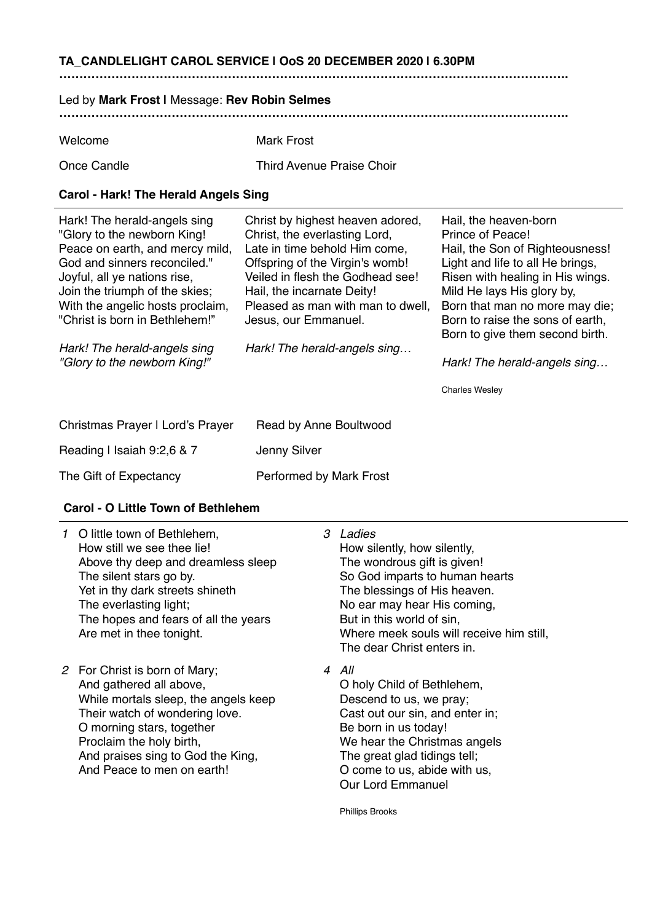**TA_CANDLELIGHT CAROL SERVICE | OoS 20 DECEMBER 2020 | 6.30PM**

…………………………………………………………………………………………………………….

Led by **Mark Frost |** Message: **Rev Robin Selmes**

…………………………………………………………………………………………………………….

| | |
|---|---|
| Welcome | Mark Frost |
| Once Candle | Third Avenue Praise Choir |

**Carol - Hark! The Herald Angels Sing**

Hark! The herald-angels sing
"Glory to the newborn King!
Peace on earth, and mercy mild,
God and sinners reconciled."
Joyful, all ye nations rise,
Join the triumph of the skies;
With the angelic hosts proclaim,
"Christ is born in Bethlehem!"

*Hark! The herald-angels sing*
*"Glory to the newborn King!"*

Christ by highest heaven adored,
Christ, the everlasting Lord,
Late in time behold Him come,
Offspring of the Virgin's womb!
Veiled in flesh the Godhead see!
Hail, the incarnate Deity!
Pleased as man with man to dwell,
Jesus, our Emmanuel.

*Hark! The herald-angels sing…*

Hail, the heaven-born
Prince of Peace!
Hail, the Son of Righteousness!
Light and life to all He brings,
Risen with healing in His wings.
Mild He lays His glory by,
Born that man no more may die;
Born to raise the sons of earth,
Born to give them second birth.

*Hark! The herald-angels sing…*

Charles Wesley

| | |
|---|---|
| Christmas Prayer | Lord's Prayer | Read by Anne Boultwood |
| Reading | Isaiah 9:2,6 & 7 | Jenny Silver |
| The Gift of Expectancy | Performed by Mark Frost |

**Carol - O Little Town of Bethlehem**

*1* O little town of Bethlehem,
How still we see thee lie!
Above thy deep and dreamless sleep
The silent stars go by.
Yet in thy dark streets shineth
The everlasting light;
The hopes and fears of all the years
Are met in thee tonight.

*2* For Christ is born of Mary;
And gathered all above,
While mortals sleep, the angels keep
Their watch of wondering love.
O morning stars, together
Proclaim the holy birth,
And praises sing to God the King,
And Peace to men on earth!

*3 Ladies*
How silently, how silently,
The wondrous gift is given!
So God imparts to human hearts
The blessings of His heaven.
No ear may hear His coming,
But in this world of sin,
Where meek souls will receive him still,
The dear Christ enters in.

*4 All*
O holy Child of Bethlehem,
Descend to us, we pray;
Cast out our sin, and enter in;
Be born in us today!
We hear the Christmas angels
The great glad tidings tell;
O come to us, abide with us,
Our Lord Emmanuel

Phillips Brooks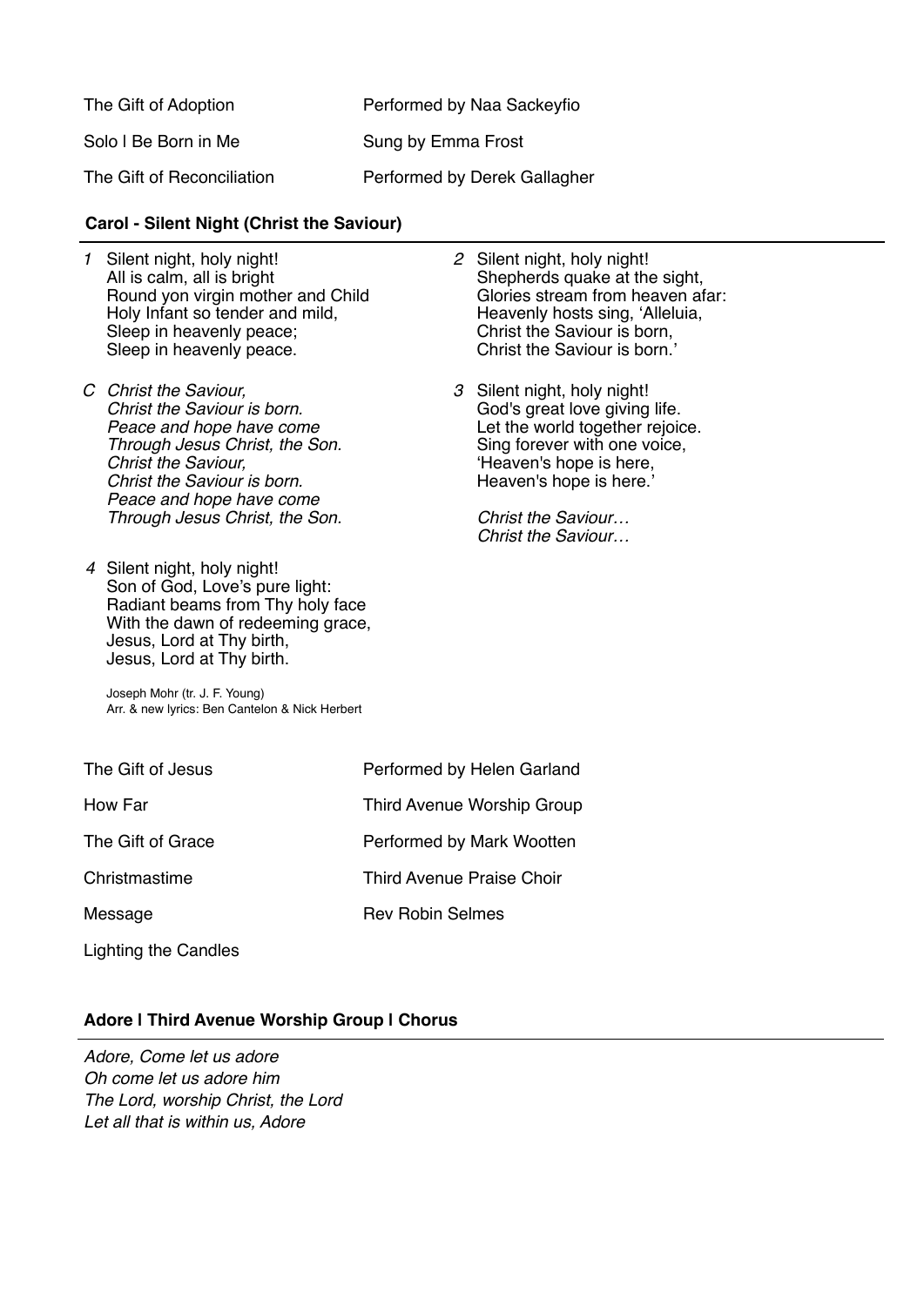| | |
|---|---|
| The Gift of Adoption | Performed by Naa Sackeyfio |
| Solo I Be Born in Me | Sung by Emma Frost |
| The Gift of Reconciliation | Performed by Derek Gallagher |

**Carol - Silent Night (Christ the Saviour)**

1 Silent night, holy night!
All is calm, all is bright
Round yon virgin mother and Child
Holy Infant so tender and mild,
Sleep in heavenly peace;
Sleep in heavenly peace.

C *Christ the Saviour,*
*Christ the Saviour is born.*
*Peace and hope have come*
*Through Jesus Christ, the Son.*
*Christ the Saviour,*
*Christ the Saviour is born.*
*Peace and hope have come*
*Through Jesus Christ, the Son.*

2 Silent night, holy night!
Shepherds quake at the sight,
Glories stream from heaven afar:
Heavenly hosts sing, 'Alleluia,
Christ the Saviour is born,
Christ the Saviour is born.'

3 Silent night, holy night!
God's great love giving life.
Let the world together rejoice.
Sing forever with one voice,
'Heaven's hope is here,
Heaven's hope is here.'

*Christ the Saviour…*
*Christ the Saviour…*

4 Silent night, holy night!
Son of God, Love's pure light:
Radiant beams from Thy holy face
With the dawn of redeeming grace,
Jesus, Lord at Thy birth,
Jesus, Lord at Thy birth.

Joseph Mohr (tr. J. F. Young)
Arr. & new lyrics: Ben Cantelon & Nick Herbert

| | |
|---|---|
| The Gift of Jesus | Performed by Helen Garland |
| How Far | Third Avenue Worship Group |
| The Gift of Grace | Performed by Mark Wootten |
| Christmastime | Third Avenue Praise Choir |
| Message | Rev Robin Selmes |
| Lighting the Candles | |

**Adore I Third Avenue Worship Group I Chorus**

*Adore, Come let us adore*
*Oh come let us adore him*
*The Lord, worship Christ, the Lord*
*Let all that is within us, Adore*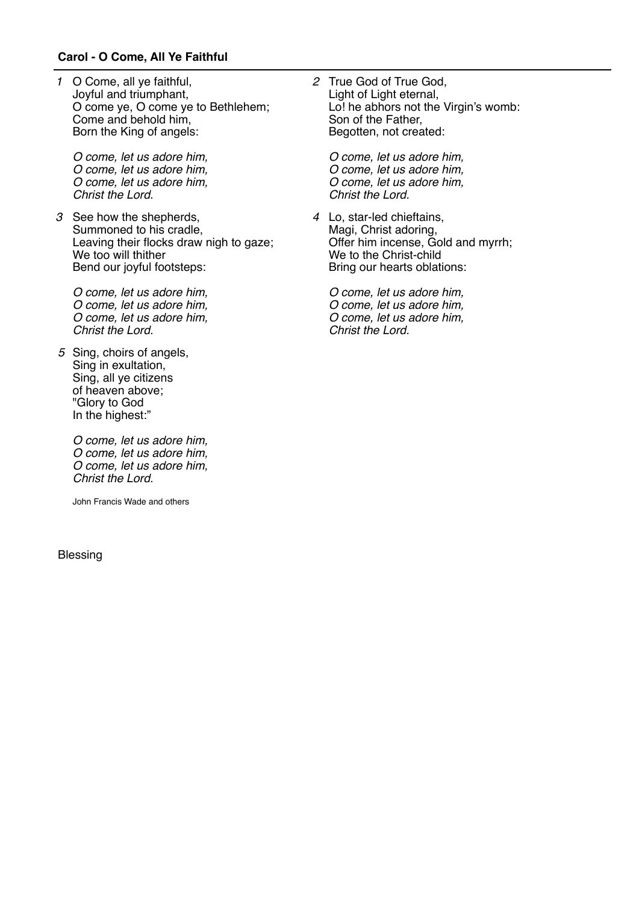**Carol - O Come, All Ye Faithful**

*1* O Come, all ye faithful,
Joyful and triumphant,
O come ye, O come ye to Bethlehem;
Come and behold him,
Born the King of angels:

*O come, let us adore him,*
*O come, let us adore him,*
*O come, let us adore him,*
*Christ the Lord.*

*2* True God of True God,
Light of Light eternal,
Lo! he abhors not the Virgin's womb:
Son of the Father,
Begotten, not created:

*O come, let us adore him,*
*O come, let us adore him,*
*O come, let us adore him,*
*Christ the Lord.*

*3* See how the shepherds,
Summoned to his cradle,
Leaving their flocks draw nigh to gaze;
We too will thither
Bend our joyful footsteps:

*O come, let us adore him,*
*O come, let us adore him,*
*O come, let us adore him,*
*Christ the Lord.*

*4* Lo, star-led chieftains,
Magi, Christ adoring,
Offer him incense, Gold and myrrh;
We to the Christ-child
Bring our hearts oblations:

*O come, let us adore him,*
*O come, let us adore him,*
*O come, let us adore him,*
*Christ the Lord.*

*5* Sing, choirs of angels,
Sing in exultation,
Sing, all ye citizens
of heaven above;
"Glory to God
In the highest:"

*O come, let us adore him,*
*O come, let us adore him,*
*O come, let us adore him,*
*Christ the Lord.*

John Francis Wade and others

Blessing